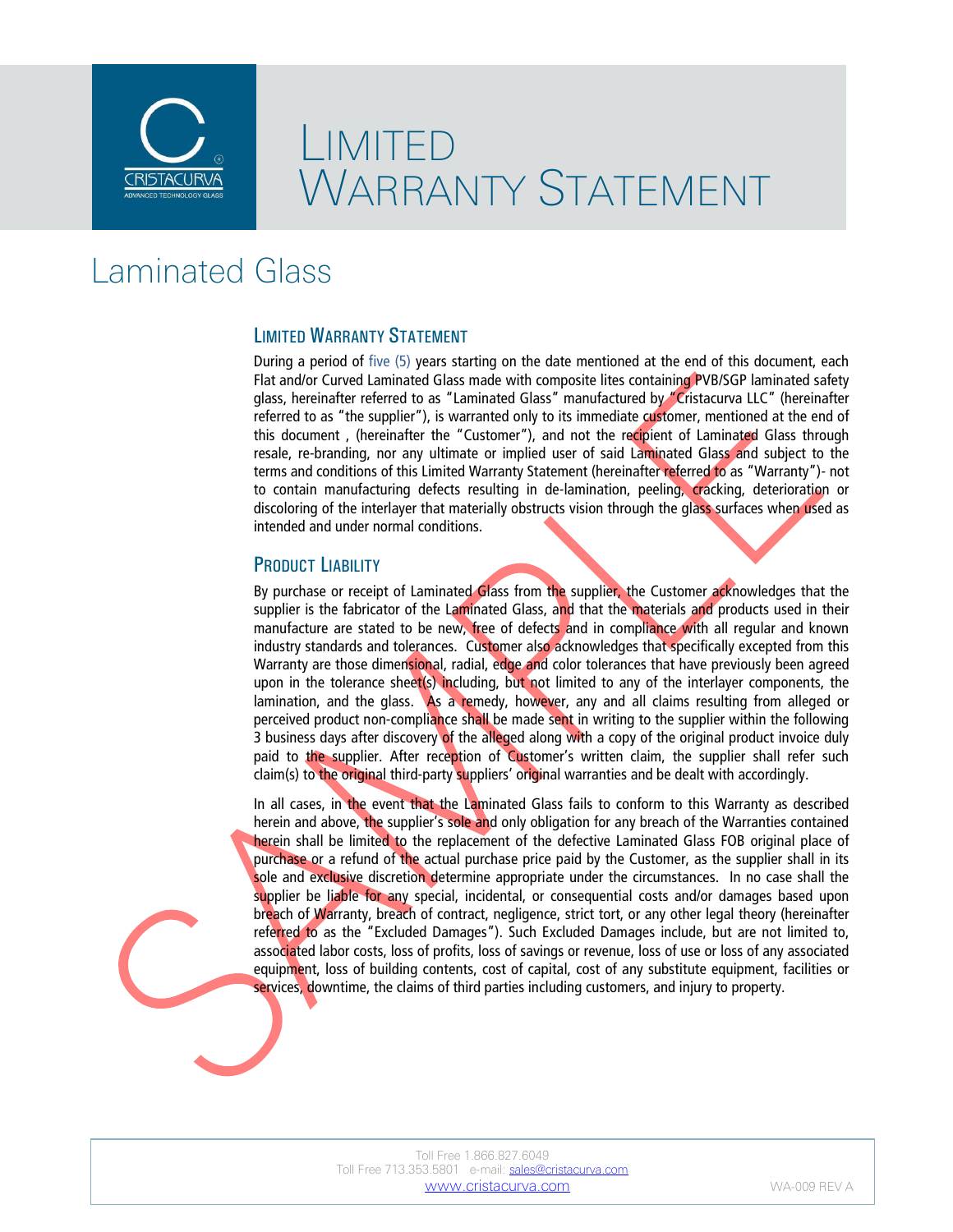# LIMITED WARRANTY STATEMENT

## Laminated Glass

### LIMITED WARRANTY STATEMENT

During a period of five (5) years starting on the date mentioned at the end of this document, each Flat and/or Curved Laminated Glass made with composite lites containing PVB/SGP laminated safety glass, hereinafter referred to as "Laminated Glass" manufactured by "Cristacurva LLC" (hereinafter referred to as "the supplier"), is warranted only to its immediate customer, mentioned at the end of this document , (hereinafter the "Customer"), and not the recipient of Laminated Glass through resale, re-branding, nor any ultimate or implied user of said Laminated Glass and subject to the terms and conditions of this Limited Warranty Statement (hereinafter referred to as "Warranty")- not to contain manufacturing defects resulting in de-lamination, peeling, cracking, deterioration or discoloring of the interlayer that materially obstructs vision through the glass surfaces when used as intended and under normal conditions.

### PRODUCT LIABILITY

By purchase or receipt of Laminated Glass from the supplier, the Customer acknowledges that the supplier is the fabricator of the Laminated Glass, and that the materials and products used in their manufacture are stated to be new, free of defects and in compliance with all regular and known industry standards and tolerances. Customer also acknowledges that specifically excepted from this Warranty are those dimensional, radial, edge and color tolerances that have previously been agreed upon in the tolerance sheet(s) including, but not limited to any of the interlayer components, the lamination, and the glass. As a remedy, however, any and all claims resulting from alleged or perceived product non-compliance shall be made sent in writing to the supplier within the following 3 business days after discovery of the alleged along with a copy of the original product invoice duly paid to the supplier. After reception of Customer's written claim, the supplier shall refer such claim(s) to the original third-party suppliers' original warranties and be dealt with accordingly.

In all cases, in the event that the Laminated Glass fails to conform to this Warranty as described herein and above, the supplier's sole and only obligation for any breach of the Warranties contained herein shall be limited to the replacement of the defective Laminated Glass FOB original place of purchase or a refund of the actual purchase price paid by the Customer, as the supplier shall in its sole and exclusive discretion determine appropriate under the circumstances. In no case shall the supplier be liable for any special, incidental, or consequential costs and/or damages based upon breach of Warranty, breach of contract, negligence, strict tort, or any other legal theory (hereinafter referred to as the "Excluded Damages"). Such Excluded Damages include, but are not limited to, associated labor costs, loss of profits, loss of savings or revenue, loss of use or loss of any associated equipment, loss of building contents, cost of capital, cost of any substitute equipment, facilities or services, downtime, the claims of third parties including customers, and injury to property.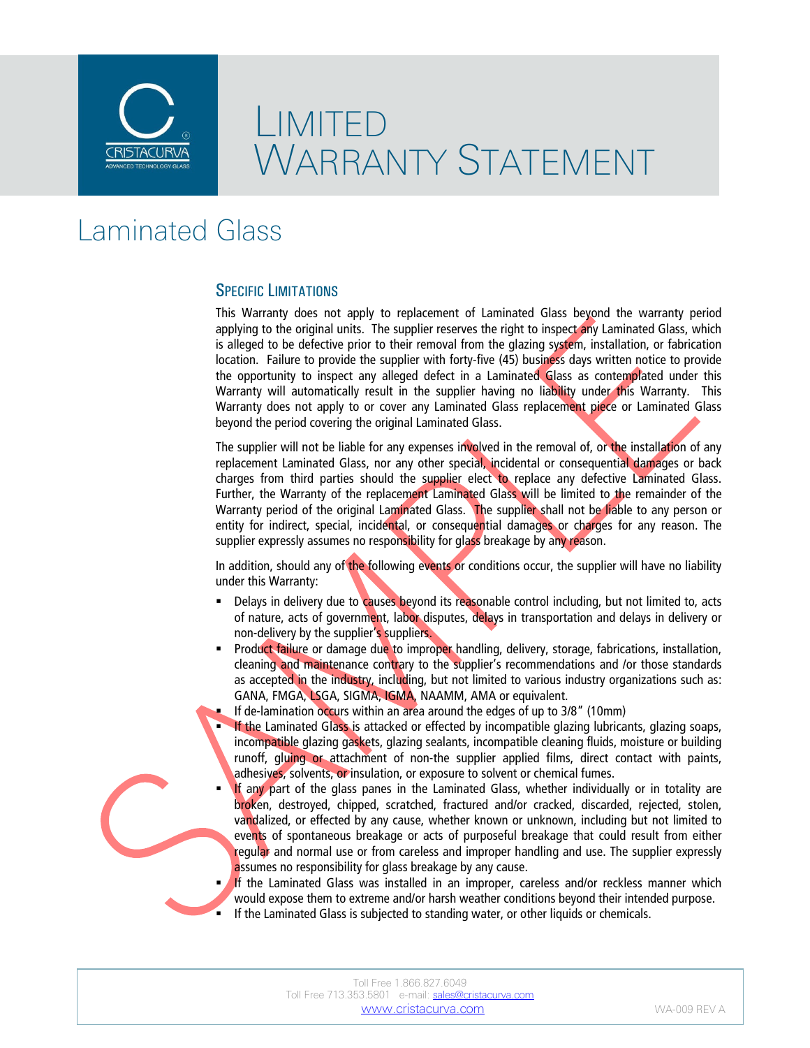# Limited Warranty Statement

## Laminated Glass

### Specific Limitations

This Warranty does not apply to replacement of Laminated Glass beyond the warranty period applying to the original units. The supplier reserves the right to inspect any Laminated Glass, which is alleged to be defective prior to their removal from the glazing system, installation, or fabrication location. Failure to provide the supplier with forty-five (45) business days written notice to provide the opportunity to inspect any alleged defect in a Laminated Glass as contemplated under this Warranty will automatically result in the supplier having no liability under this Warranty. This Warranty does not apply to or cover any Laminated Glass replacement piece or Laminated Glass beyond the period covering the original Laminated Glass.

The supplier will not be liable for any expenses involved in the removal of, or the installation of any replacement Laminated Glass, nor any other special, incidental or consequential damages or back charges from third parties should the supplier elect to replace any defective Laminated Glass. Further, the Warranty of the replacement Laminated Glass will be limited to the remainder of the Warranty period of the original Laminated Glass. The supplier shall not be liable to any person or entity for indirect, special, incidental, or consequential damages or charges for any reason. The supplier expressly assumes no responsibility for glass breakage by any reason.

In addition, should any of the following events or conditions occur, the supplier will have no liability under this Warranty:

- Delays in delivery due to causes beyond its reasonable control including, but not limited to, acts of nature, acts of government, labor disputes, delays in transportation and delays in delivery or non-delivery by the supplier's suppliers.
- Product failure or damage due to improper handling, delivery, storage, fabrications, installation, cleaning and maintenance contrary to the supplier's recommendations and /or those standards as accepted in the industry, including, but not limited to various industry organizations such as: GANA, FMGA, LSGA, SIGMA, IGMA, NAAMM, AMA or equivalent.
- If de-lamination occurs within an area around the edges of up to 3/8" (10mm)
- If the Laminated Glass is attacked or effected by incompatible glazing lubricants, glazing soaps, incompatible glazing gaskets, glazing sealants, incompatible cleaning fluids, moisture or building runoff, gluing or attachment of non-the supplier applied films, direct contact with paints, adhesives, solvents, or insulation, or exposure to solvent or chemical fumes.
- If any part of the glass panes in the Laminated Glass, whether individually or in totality are broken, destroyed, chipped, scratched, fractured and/or cracked, discarded, rejected, stolen, vandalized, or effected by any cause, whether known or unknown, including but not limited to events of spontaneous breakage or acts of purposeful breakage that could result from either regular and normal use or from careless and improper handling and use. The supplier expressly assumes no responsibility for glass breakage by any cause.
- If the Laminated Glass was installed in an improper, careless and/or reckless manner which would expose them to extreme and/or harsh weather conditions beyond their intended purpose.
- If the Laminated Glass is subjected to standing water, or other liquids or chemicals.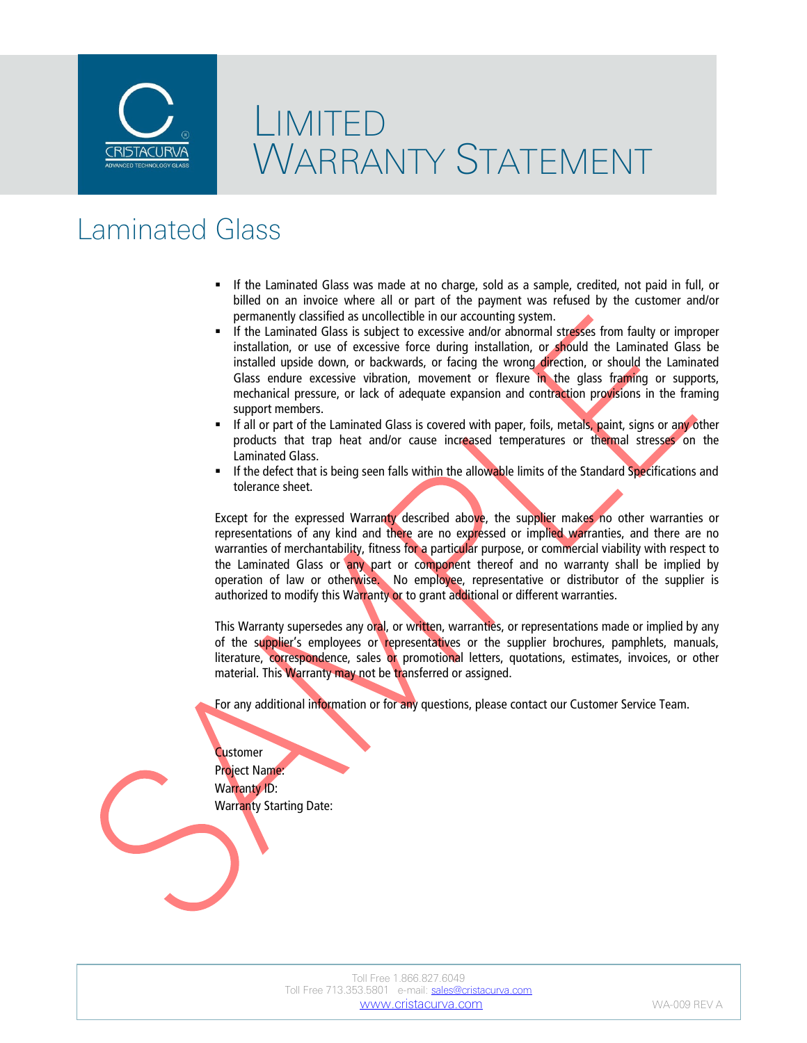# LIMITED WARRANTY STATEMENT

## Laminated Glass

- If the Laminated Glass was made at no charge, sold as a sample, credited, not paid in full, or billed on an invoice where all or part of the payment was refused by the customer and/or permanently classified as uncollectible in our accounting system.
- If the Laminated Glass is subject to excessive and/or abnormal stresses from faulty or improper installation, or use of excessive force during installation, or should the Laminated Glass be installed upside down, or backwards, or facing the wrong direction, or should the Laminated Glass endure excessive vibration, movement or flexure in the glass framing or supports, mechanical pressure, or lack of adequate expansion and contraction provisions in the framing support members.
- If all or part of the Laminated Glass is covered with paper, foils, metals, paint, signs or any other products that trap heat and/or cause increased temperatures or thermal stresses on the Laminated Glass.
- If the defect that is being seen falls within the allowable limits of the Standard Specifications and tolerance sheet.

Except for the expressed Warranty described above, the supplier makes no other warranties or representations of any kind and there are no expressed or implied warranties, and there are no warranties of merchantability, fitness for a particular purpose, or commercial viability with respect to the Laminated Glass or any part or component thereof and no warranty shall be implied by operation of law or otherwise. No employee, representative or distributor of the supplier is authorized to modify this Warranty or to grant additional or different warranties.

This Warranty supersedes any oral, or written, warranties, or representations made or implied by any of the supplier's employees or representatives or the supplier brochures, pamphlets, manuals, literature, correspondence, sales or promotional letters, quotations, estimates, invoices, or other material. This Warranty may not be transferred or assigned.

For any additional information or for any questions, please contact our Customer Service Team.

Customer
Project Name:
Warranty ID:
Warranty Starting Date:

SAMPLE